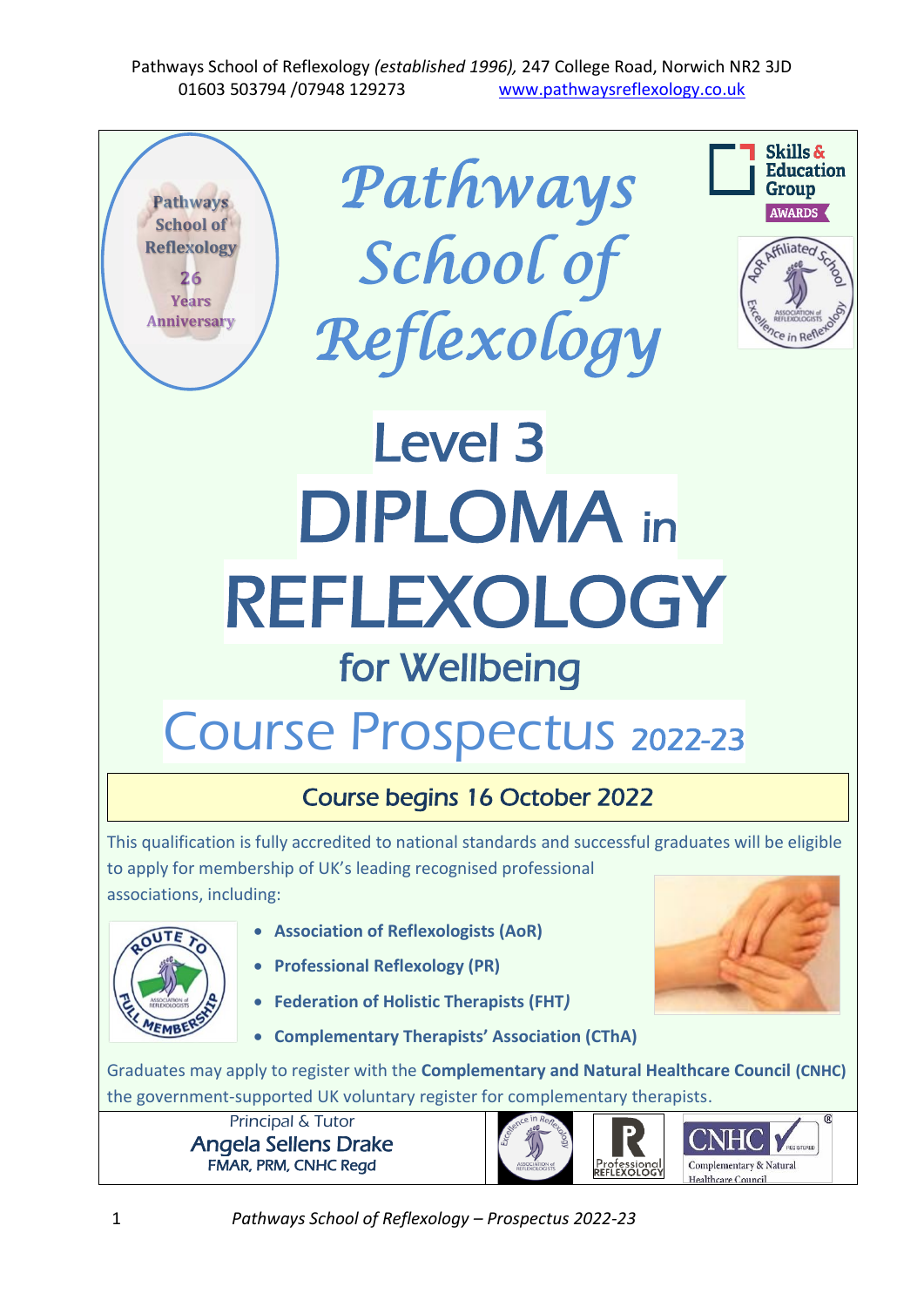Pathways School of Reflexology *(established 1996),* 247 College Road, Norwich NR2 3JD
01603 503794 /07948 129273 www.pathwaysreflexology.co.uk

Pathways School of Reflexology 26 Years Anniversary

# Pathways School of Reflexology

Skills & Education Group AWARDS

AoR Affiliated School – Excellence in Reflexology

# Level 3 DIPLOMA in REFLEXOLOGY for Wellbeing

## Course Prospectus 2022-23

**Course begins 16 October 2022**

This qualification is fully accredited to national standards and successful graduates will be eligible to apply for membership of UK's leading recognised professional associations, including:

- **Association of Reflexologists (AoR)**
- **Professional Reflexology (PR)**
- **Federation of Holistic Therapists (FHT)**
- **Complementary Therapists' Association (CThA)**

Graduates may apply to register with the **Complementary and Natural Healthcare Council (CNHC)** the government-supported UK voluntary register for complementary therapists.

Principal & Tutor
**Angela Sellens Drake**
FMAR, PRM, CNHC Regd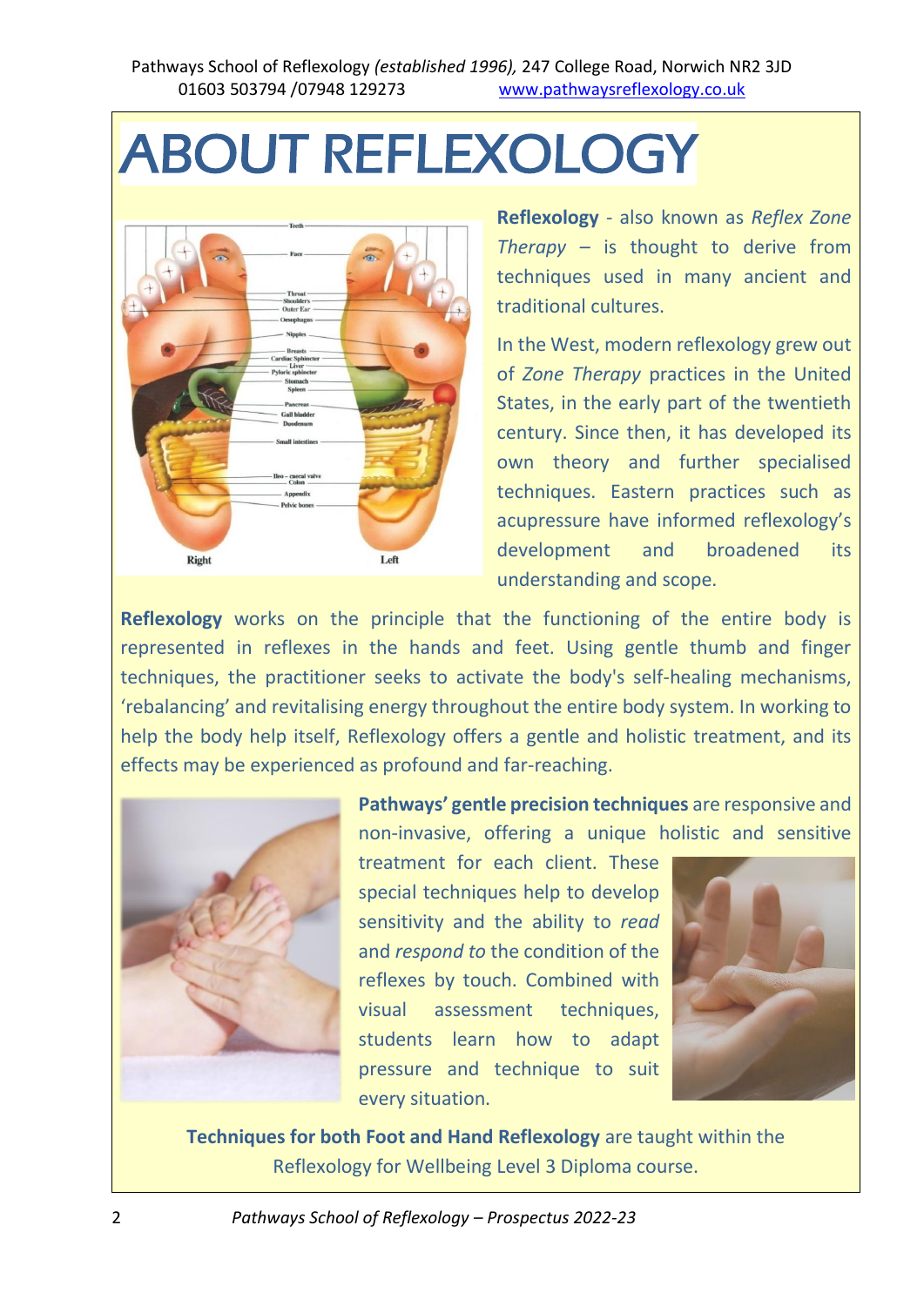Pathways School of Reflexology *(established 1996),* 247 College Road, Norwich NR2 3JD
01603 503794 /07948 129273 www.pathwaysreflexology.co.uk

# ABOUT REFLEXOLOGY

**Reflexology** - also known as *Reflex Zone Therapy* – is thought to derive from techniques used in many ancient and traditional cultures.

In the West, modern reflexology grew out of *Zone Therapy* practices in the United States, in the early part of the twentieth century. Since then, it has developed its own theory and further specialised techniques. Eastern practices such as acupressure have informed reflexology's development and broadened its understanding and scope.

**Reflexology** works on the principle that the functioning of the entire body is represented in reflexes in the hands and feet. Using gentle thumb and finger techniques, the practitioner seeks to activate the body's self-healing mechanisms, 'rebalancing' and revitalising energy throughout the entire body system. In working to help the body help itself, Reflexology offers a gentle and holistic treatment, and its effects may be experienced as profound and far-reaching.

**Pathways' gentle precision techniques** are responsive and non-invasive, offering a unique holistic and sensitive treatment for each client. These special techniques help to develop sensitivity and the ability to *read* and *respond to* the condition of the reflexes by touch. Combined with visual assessment techniques, students learn how to adapt pressure and technique to suit every situation.

**Techniques for both Foot and Hand Reflexology** are taught within the Reflexology for Wellbeing Level 3 Diploma course.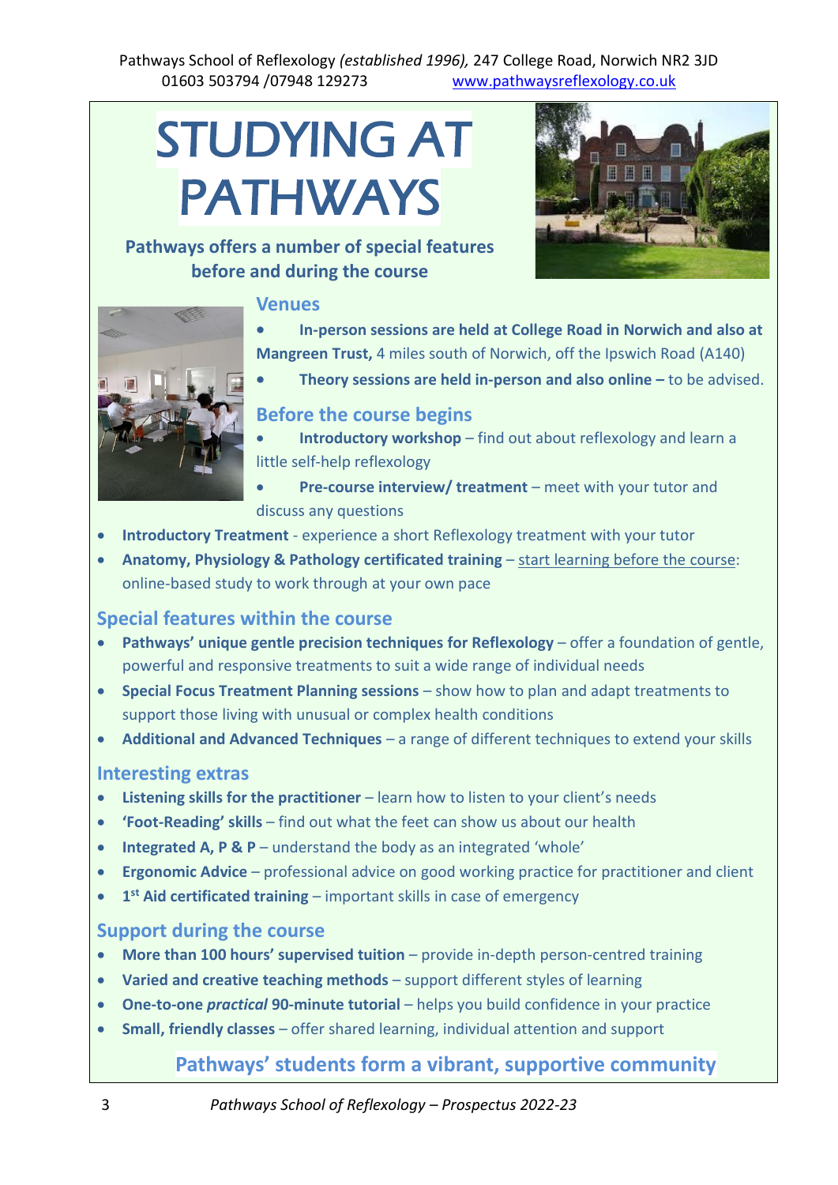Pathways School of Reflexology *(established 1996),* 247 College Road, Norwich NR2 3JD
01603 503794 /07948 129273 www.pathwaysreflexology.co.uk

# STUDYING AT PATHWAYS

**Pathways offers a number of special features before and during the course**

## Venues

- **In-person sessions are held at College Road in Norwich and also at Mangreen Trust,** 4 miles south of Norwich, off the Ipswich Road (A140)
- **Theory sessions are held in-person and also online –** to be advised.

## Before the course begins

- **Introductory workshop** – find out about reflexology and learn a little self-help reflexology
- **Pre-course interview/ treatment** – meet with your tutor and discuss any questions
- **Introductory Treatment** - experience a short Reflexology treatment with your tutor
- **Anatomy, Physiology & Pathology certificated training** – start learning before the course: online-based study to work through at your own pace

## Special features within the course

- **Pathways' unique gentle precision techniques for Reflexology** – offer a foundation of gentle, powerful and responsive treatments to suit a wide range of individual needs
- **Special Focus Treatment Planning sessions** – show how to plan and adapt treatments to support those living with unusual or complex health conditions
- **Additional and Advanced Techniques** – a range of different techniques to extend your skills

## Interesting extras

- **Listening skills for the practitioner** – learn how to listen to your client's needs
- **'Foot-Reading' skills** – find out what the feet can show us about our health
- **Integrated A, P & P** – understand the body as an integrated 'whole'
- **Ergonomic Advice** – professional advice on good working practice for practitioner and client
- **1st Aid certificated training** – important skills in case of emergency

## Support during the course

- **More than 100 hours' supervised tuition** – provide in-depth person-centred training
- **Varied and creative teaching methods** – support different styles of learning
- **One-to-one *practical* 90-minute tutorial** – helps you build confidence in your practice
- **Small, friendly classes** – offer shared learning, individual attention and support

**Pathways' students form a vibrant, supportive community**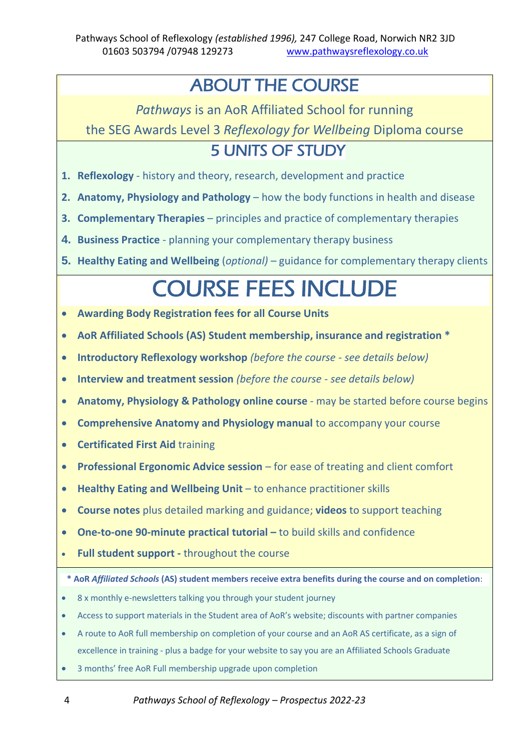Pathways School of Reflexology *(established 1996),* 247 College Road, Norwich NR2 3JD
01603 503794 /07948 129273 www.pathwaysreflexology.co.uk

# ABOUT THE COURSE

*Pathways* is an AoR Affiliated School for running the SEG Awards Level 3 *Reflexology for Wellbeing* Diploma course

## 5 UNITS OF STUDY

1. **Reflexology** - history and theory, research, development and practice
2. **Anatomy, Physiology and Pathology** – how the body functions in health and disease
3. **Complementary Therapies** – principles and practice of complementary therapies
4. **Business Practice** - planning your complementary therapy business
5. **Healthy Eating and Wellbeing** (*optional)* – guidance for complementary therapy clients

# COURSE FEES INCLUDE

- **Awarding Body Registration fees for all Course Units**
- **AoR Affiliated Schools (AS) Student membership, insurance and registration ***
- **Introductory Reflexology workshop** *(before the course - see details below)*
- **Interview and treatment session** *(before the course - see details below)*
- **Anatomy, Physiology & Pathology online course** - may be started before course begins
- **Comprehensive Anatomy and Physiology manual** to accompany your course
- **Certificated First Aid** training
- **Professional Ergonomic Advice session** – for ease of treating and client comfort
- **Healthy Eating and Wellbeing Unit** – to enhance practitioner skills
- **Course notes** plus detailed marking and guidance; **videos** to support teaching
- **One-to-one 90-minute practical tutorial –** to build skills and confidence
- **Full student support -** throughout the course

**\* AoR *Affiliated Schools* (AS) student members receive extra benefits during the course and on completion**:

- 8 x monthly e-newsletters talking you through your student journey
- Access to support materials in the Student area of AoR's website; discounts with partner companies
- A route to AoR full membership on completion of your course and an AoR AS certificate, as a sign of excellence in training - plus a badge for your website to say you are an Affiliated Schools Graduate
- 3 months' free AoR Full membership upgrade upon completion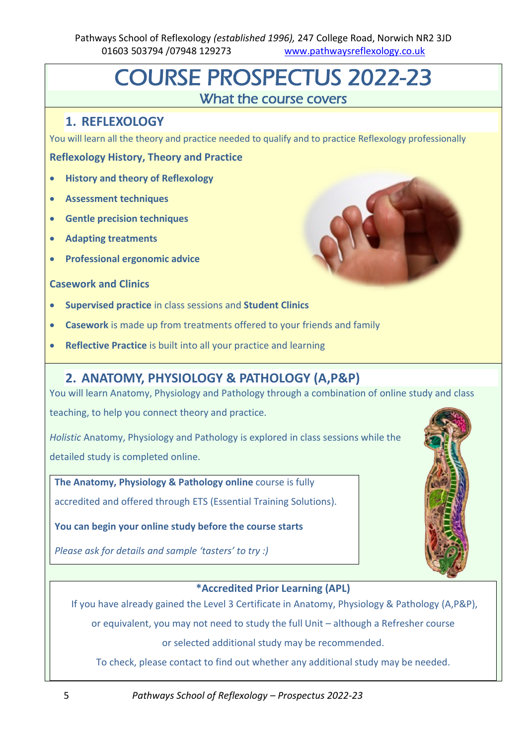Pathways School of Reflexology *(established 1996),* 247 College Road, Norwich NR2 3JD
01603 503794 /07948 129273 www.pathwaysreflexology.co.uk

# COURSE PROSPECTUS 2022-23

## What the course covers

### 1. REFLEXOLOGY

You will learn all the theory and practice needed to qualify and to practice Reflexology professionally

**Reflexology History, Theory and Practice**

- **History and theory of Reflexology**
- **Assessment techniques**
- **Gentle precision techniques**
- **Adapting treatments**
- **Professional ergonomic advice**

**Casework and Clinics**

- **Supervised practice** in class sessions and **Student Clinics**
- **Casework** is made up from treatments offered to your friends and family
- **Reflective Practice** is built into all your practice and learning

### 2. ANATOMY, PHYSIOLOGY & PATHOLOGY (A,P&P)

You will learn Anatomy, Physiology and Pathology through a combination of online study and class teaching, to help you connect theory and practice.

*Holistic* Anatomy, Physiology and Pathology is explored in class sessions while the detailed study is completed online.

**The Anatomy, Physiology & Pathology online** course is fully accredited and offered through ETS (Essential Training Solutions).

**You can begin your online study before the course starts**

*Please ask for details and sample 'tasters' to try :)*

**\*Accredited Prior Learning (APL)**

If you have already gained the Level 3 Certificate in Anatomy, Physiology & Pathology (A,P&P), or equivalent, you may not need to study the full Unit – although a Refresher course or selected additional study may be recommended.

To check, please contact to find out whether any additional study may be needed.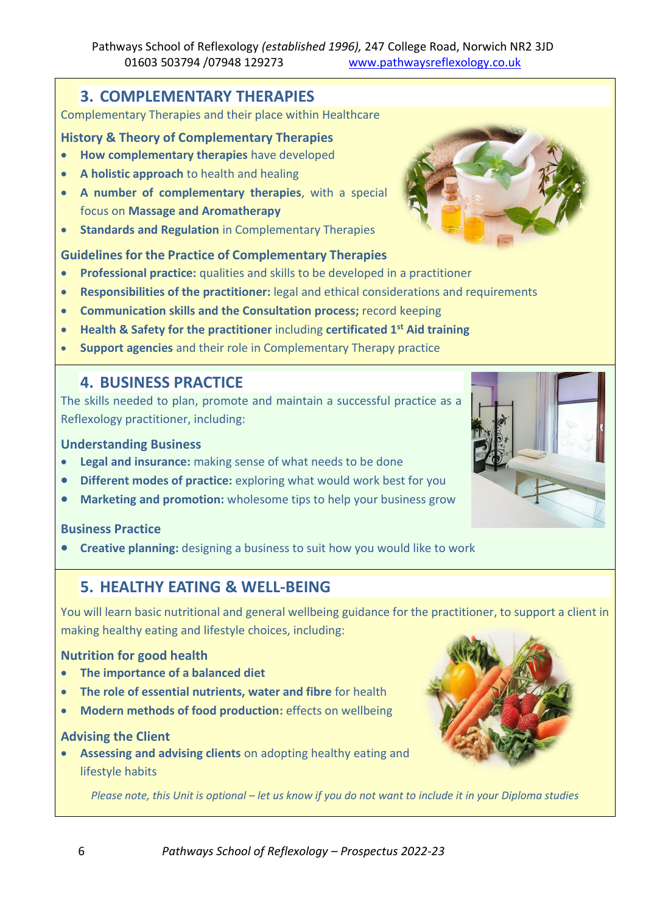Pathways School of Reflexology *(established 1996),* 247 College Road, Norwich NR2 3JD
01603 503794 /07948 129273 www.pathwaysreflexology.co.uk

## 3. COMPLEMENTARY THERAPIES

Complementary Therapies and their place within Healthcare

### History & Theory of Complementary Therapies

- **How complementary therapies** have developed
- **A holistic approach** to health and healing
- **A number of complementary therapies**, with a special focus on **Massage and Aromatherapy**
- **Standards and Regulation** in Complementary Therapies

### Guidelines for the Practice of Complementary Therapies

- **Professional practice:** qualities and skills to be developed in a practitioner
- **Responsibilities of the practitioner:** legal and ethical considerations and requirements
- **Communication skills and the Consultation process;** record keeping
- **Health & Safety for the practitioner** including **certificated 1st Aid training**
- **Support agencies** and their role in Complementary Therapy practice

## 4. BUSINESS PRACTICE

The skills needed to plan, promote and maintain a successful practice as a Reflexology practitioner, including:

### Understanding Business

- **Legal and insurance:** making sense of what needs to be done
- **Different modes of practice:** exploring what would work best for you
- **Marketing and promotion:** wholesome tips to help your business grow

### Business Practice

- **Creative planning:** designing a business to suit how you would like to work

## 5. HEALTHY EATING & WELL-BEING

You will learn basic nutritional and general wellbeing guidance for the practitioner, to support a client in making healthy eating and lifestyle choices, including:

### Nutrition for good health

- **The importance of a balanced diet**
- **The role of essential nutrients, water and fibre** for health
- **Modern methods of food production:** effects on wellbeing

### Advising the Client

- **Assessing and advising clients** on adopting healthy eating and lifestyle habits

*Please note, this Unit is optional – let us know if you do not want to include it in your Diploma studies*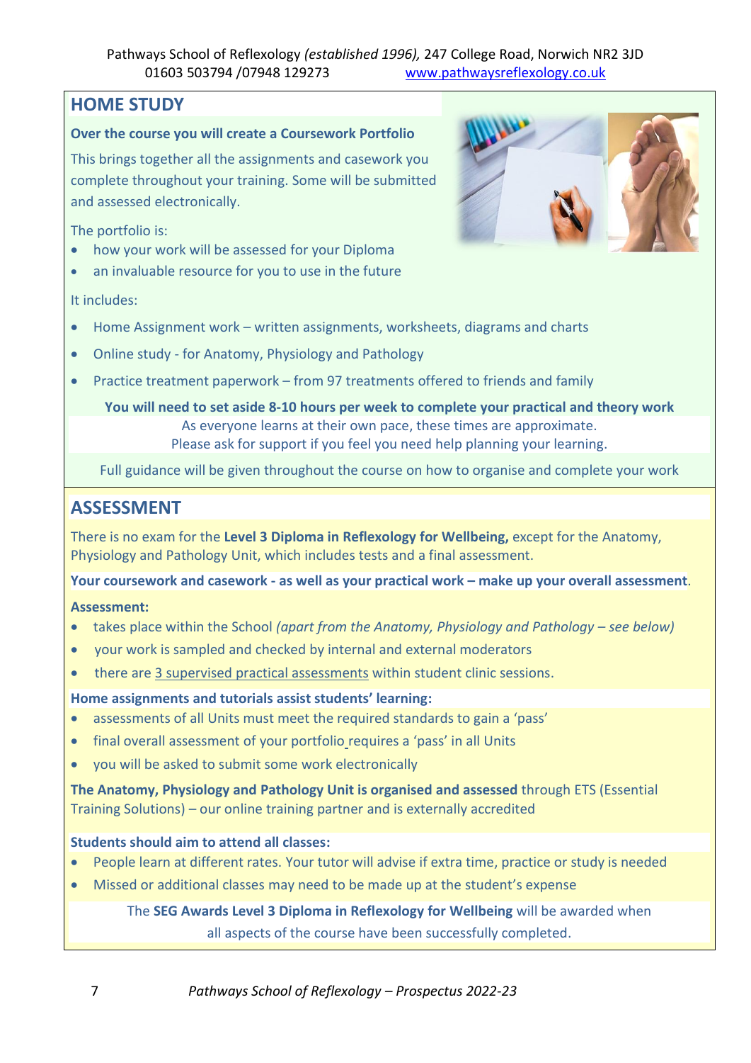## HOME STUDY

**Over the course you will create a Coursework Portfolio**

This brings together all the assignments and casework you complete throughout your training. Some will be submitted and assessed electronically.

The portfolio is:

- how your work will be assessed for your Diploma
- an invaluable resource for you to use in the future

It includes:

- Home Assignment work – written assignments, worksheets, diagrams and charts
- Online study - for Anatomy, Physiology and Pathology
- Practice treatment paperwork – from 97 treatments offered to friends and family

**You will need to set aside 8-10 hours per week to complete your practical and theory work**

As everyone learns at their own pace, these times are approximate.
Please ask for support if you feel you need help planning your learning.

Full guidance will be given throughout the course on how to organise and complete your work

## ASSESSMENT

There is no exam for the **Level 3 Diploma in Reflexology for Wellbeing,** except for the Anatomy, Physiology and Pathology Unit, which includes tests and a final assessment.

**Your coursework and casework - as well as your practical work – make up your overall assessment**.

**Assessment:**

- takes place within the School *(apart from the Anatomy, Physiology and Pathology – see below)*
- your work is sampled and checked by internal and external moderators
- there are 3 supervised practical assessments within student clinic sessions.

**Home assignments and tutorials assist students' learning:**

- assessments of all Units must meet the required standards to gain a 'pass'
- final overall assessment of your portfolio requires a 'pass' in all Units
- you will be asked to submit some work electronically

**The Anatomy, Physiology and Pathology Unit is organised and assessed** through ETS (Essential Training Solutions) – our online training partner and is externally accredited

**Students should aim to attend all classes:**

- People learn at different rates. Your tutor will advise if extra time, practice or study is needed
- Missed or additional classes may need to be made up at the student's expense

The **SEG Awards Level 3 Diploma in Reflexology for Wellbeing** will be awarded when all aspects of the course have been successfully completed.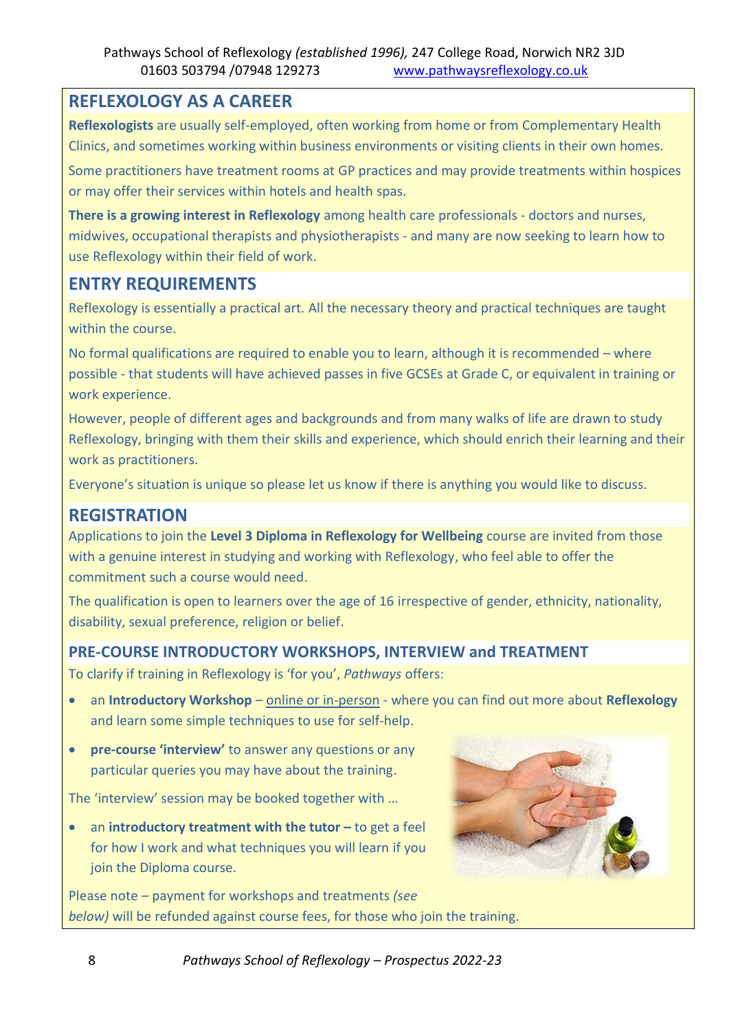## REFLEXOLOGY AS A CAREER

**Reflexologists** are usually self-employed, often working from home or from Complementary Health Clinics, and sometimes working within business environments or visiting clients in their own homes.

Some practitioners have treatment rooms at GP practices and may provide treatments within hospices or may offer their services within hotels and health spas.

**There is a growing interest in Reflexology** among health care professionals - doctors and nurses, midwives, occupational therapists and physiotherapists - and many are now seeking to learn how to use Reflexology within their field of work.

## ENTRY REQUIREMENTS

Reflexology is essentially a practical art. All the necessary theory and practical techniques are taught within the course.

No formal qualifications are required to enable you to learn, although it is recommended – where possible - that students will have achieved passes in five GCSEs at Grade C, or equivalent in training or work experience.

However, people of different ages and backgrounds and from many walks of life are drawn to study Reflexology, bringing with them their skills and experience, which should enrich their learning and their work as practitioners.

Everyone's situation is unique so please let us know if there is anything you would like to discuss.

## REGISTRATION

Applications to join the **Level 3 Diploma in Reflexology for Wellbeing** course are invited from those with a genuine interest in studying and working with Reflexology, who feel able to offer the commitment such a course would need.

The qualification is open to learners over the age of 16 irrespective of gender, ethnicity, nationality, disability, sexual preference, religion or belief.

### PRE-COURSE INTRODUCTORY WORKSHOPS, INTERVIEW and TREATMENT

To clarify if training in Reflexology is 'for you', *Pathways* offers:

- an **Introductory Workshop** – online or in-person - where you can find out more about **Reflexology** and learn some simple techniques to use for self-help.
- **pre-course 'interview'** to answer any questions or any particular queries you may have about the training.

The 'interview' session may be booked together with …

- an **introductory treatment with the tutor –** to get a feel for how I work and what techniques you will learn if you join the Diploma course.

Please note – payment for workshops and treatments *(see below)* will be refunded against course fees, for those who join the training.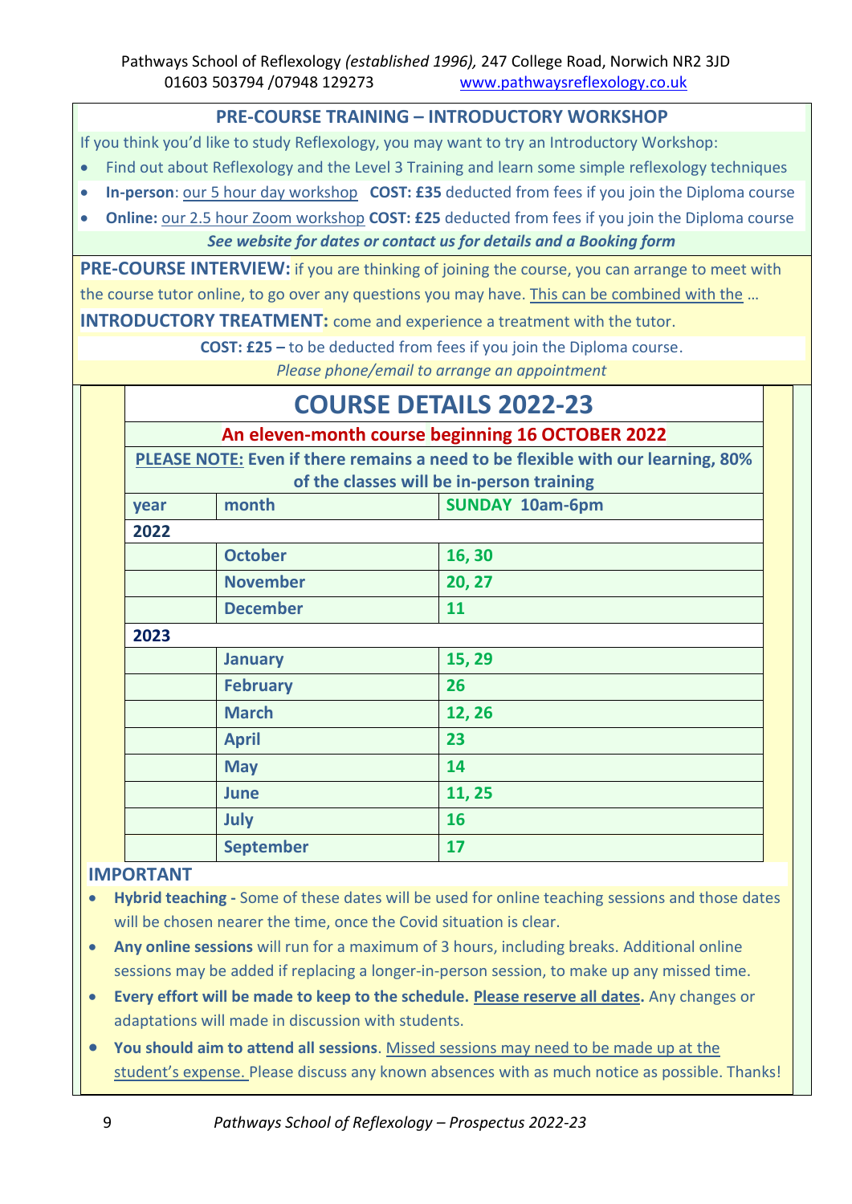Pathways School of Reflexology *(established 1996),* 247 College Road, Norwich NR2 3JD
01603 503794 /07948 129273 www.pathwaysreflexology.co.uk

## PRE-COURSE TRAINING – INTRODUCTORY WORKSHOP

If you think you'd like to study Reflexology, you may want to try an Introductory Workshop:

- Find out about Reflexology and the Level 3 Training and learn some simple reflexology techniques
- **In-person**: our 5 hour day workshop **COST: £35** deducted from fees if you join the Diploma course
- **Online:** our 2.5 hour Zoom workshop **COST: £25** deducted from fees if you join the Diploma course

***See website for dates or contact us for details and a Booking form***

**PRE-COURSE INTERVIEW:** if you are thinking of joining the course, you can arrange to meet with the course tutor online, to go over any questions you may have. This can be combined with the …

**INTRODUCTORY TREATMENT:** come and experience a treatment with the tutor.

**COST: £25 –** to be deducted from fees if you join the Diploma course.

*Please phone/email to arrange an appointment*

## COURSE DETAILS 2022-23

**An eleven-month course beginning 16 OCTOBER 2022**

**PLEASE NOTE: Even if there remains a need to be flexible with our learning, 80% of the classes will be in-person training**

| year | month | SUNDAY 10am-6pm |
|---|---|---|
| **2022** | | |
| | October | 16, 30 |
| | November | 20, 27 |
| | December | 11 |
| **2023** | | |
| | January | 15, 29 |
| | February | 26 |
| | March | 12, 26 |
| | April | 23 |
| | May | 14 |
| | June | 11, 25 |
| | July | 16 |
| | September | 17 |

### IMPORTANT

- **Hybrid teaching -** Some of these dates will be used for online teaching sessions and those dates will be chosen nearer the time, once the Covid situation is clear.
- **Any online sessions** will run for a maximum of 3 hours, including breaks. Additional online sessions may be added if replacing a longer-in-person session, to make up any missed time.
- **Every effort will be made to keep to the schedule. Please reserve all dates.** Any changes or adaptations will made in discussion with students.
- **You should aim to attend all sessions**. Missed sessions may need to be made up at the student's expense. Please discuss any known absences with as much notice as possible. Thanks!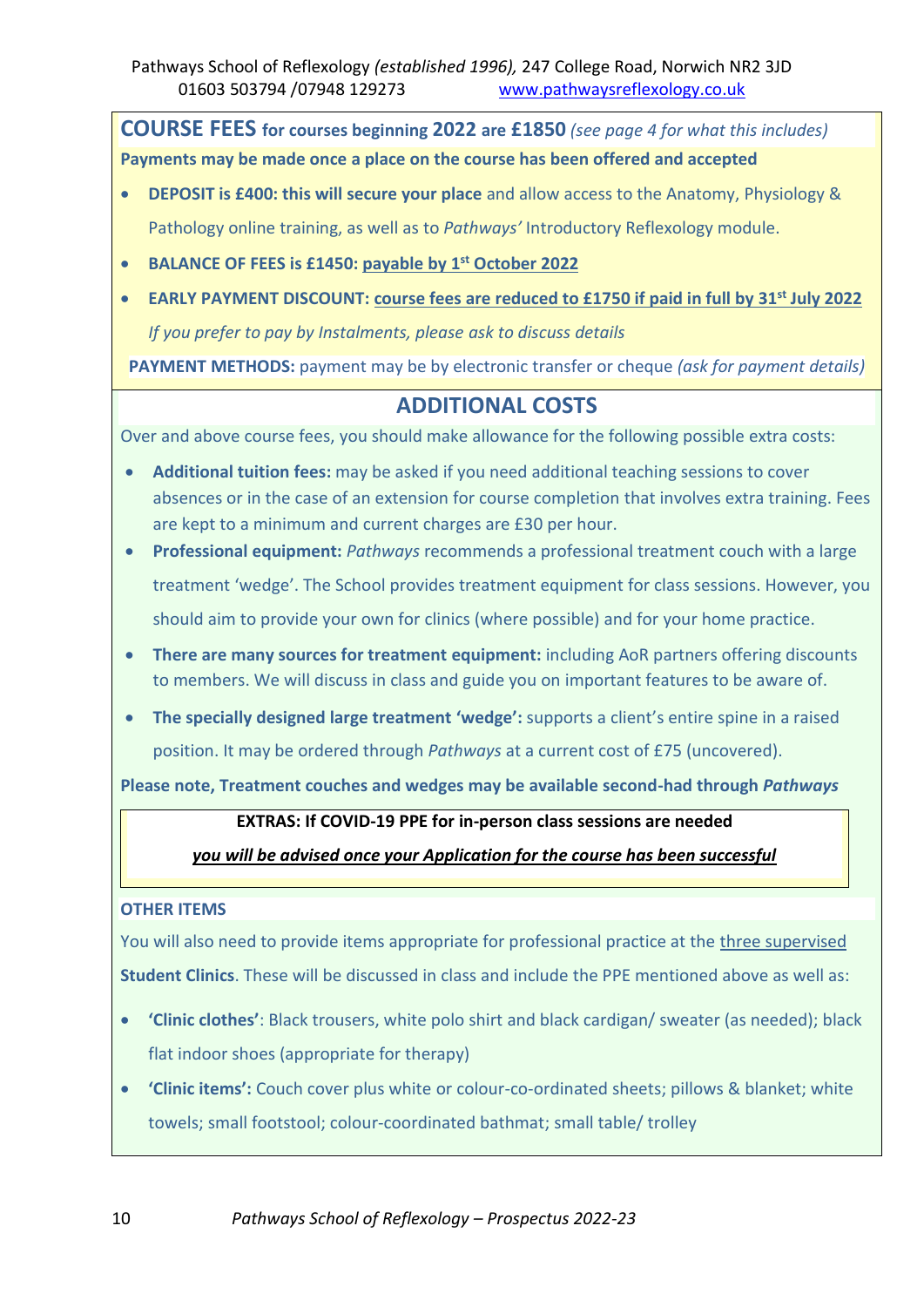Pathways School of Reflexology *(established 1996),* 247 College Road, Norwich NR2 3JD
01603 503794 /07948 129273 www.pathwaysreflexology.co.uk

## COURSE FEES for courses beginning 2022 are £1850 *(see page 4 for what this includes)*

**Payments may be made once a place on the course has been offered and accepted**

- **DEPOSIT is £400: this will secure your place** and allow access to the Anatomy, Physiology & Pathology online training, as well as to *Pathways'* Introductory Reflexology module.
- **BALANCE OF FEES is £1450: payable by 1st October 2022**
- **EARLY PAYMENT DISCOUNT: course fees are reduced to £1750 if paid in full by 31st July 2022**

  *If you prefer to pay by Instalments, please ask to discuss details*

**PAYMENT METHODS:** payment may be by electronic transfer or cheque *(ask for payment details)*

## ADDITIONAL COSTS

Over and above course fees, you should make allowance for the following possible extra costs:

- **Additional tuition fees:** may be asked if you need additional teaching sessions to cover absences or in the case of an extension for course completion that involves extra training. Fees are kept to a minimum and current charges are £30 per hour.
- **Professional equipment:** *Pathways* recommends a professional treatment couch with a large treatment 'wedge'. The School provides treatment equipment for class sessions. However, you should aim to provide your own for clinics (where possible) and for your home practice.
- **There are many sources for treatment equipment:** including AoR partners offering discounts to members. We will discuss in class and guide you on important features to be aware of.
- **The specially designed large treatment 'wedge':** supports a client's entire spine in a raised position. It may be ordered through *Pathways* at a current cost of £75 (uncovered).

**Please note, Treatment couches and wedges may be available second-had through *Pathways***

**EXTRAS: If COVID-19 PPE for in-person class sessions are needed**

***you will be advised once your Application for the course has been successful***

**OTHER ITEMS**

You will also need to provide items appropriate for professional practice at the three supervised **Student Clinics**. These will be discussed in class and include the PPE mentioned above as well as:

- **'Clinic clothes'**: Black trousers, white polo shirt and black cardigan/ sweater (as needed); black flat indoor shoes (appropriate for therapy)
- **'Clinic items':** Couch cover plus white or colour-co-ordinated sheets; pillows & blanket; white towels; small footstool; colour-coordinated bathmat; small table/ trolley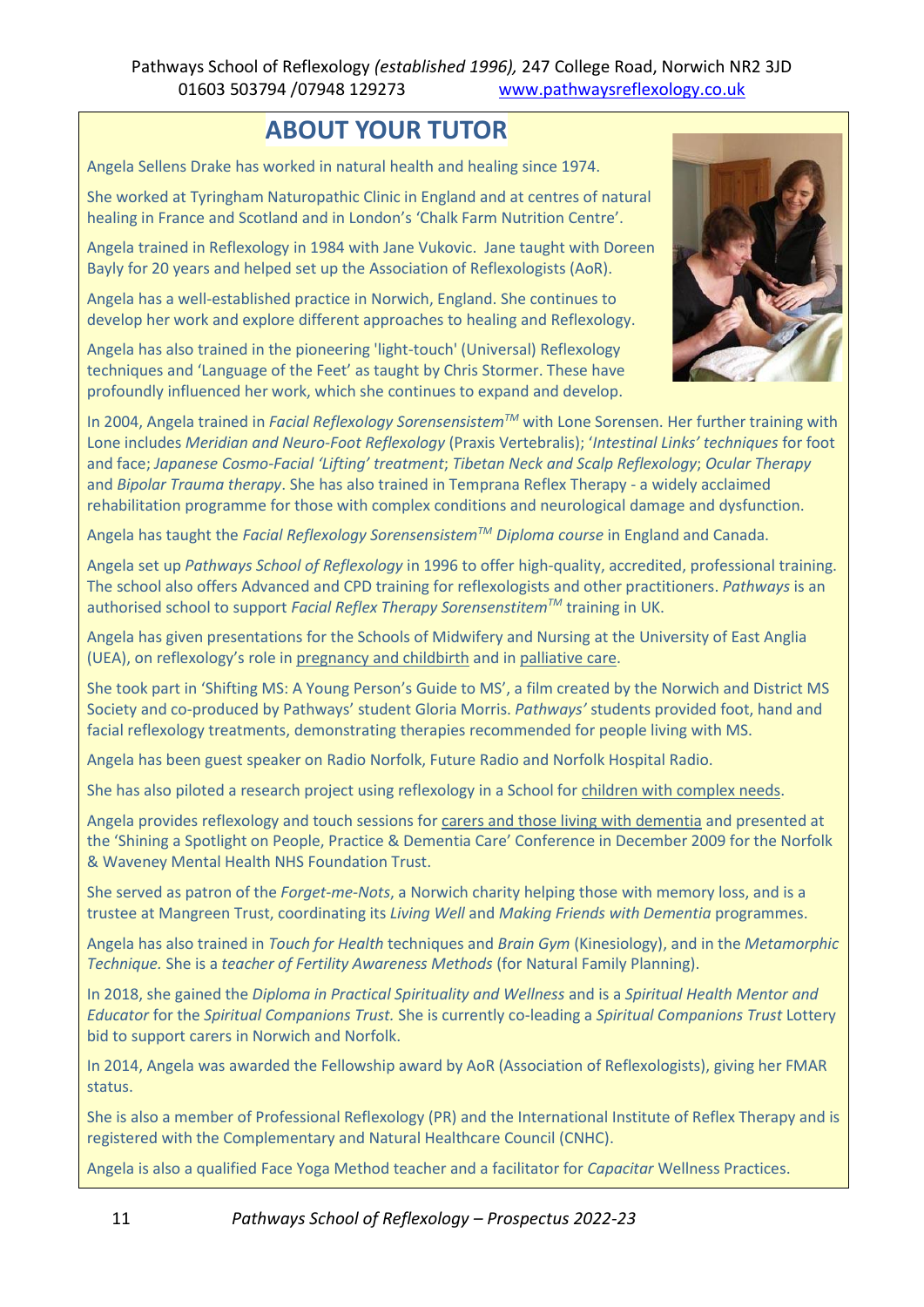Pathways School of Reflexology *(established 1996),* 247 College Road, Norwich NR2 3JD
01603 503794 /07948 129273 www.pathwaysreflexology.co.uk

## ABOUT YOUR TUTOR

Angela Sellens Drake has worked in natural health and healing since 1974.

She worked at Tyringham Naturopathic Clinic in England and at centres of natural healing in France and Scotland and in London's 'Chalk Farm Nutrition Centre'.

Angela trained in Reflexology in 1984 with Jane Vukovic. Jane taught with Doreen Bayly for 20 years and helped set up the Association of Reflexologists (AoR).

Angela has a well-established practice in Norwich, England. She continues to develop her work and explore different approaches to healing and Reflexology.

Angela has also trained in the pioneering 'light-touch' (Universal) Reflexology techniques and 'Language of the Feet' as taught by Chris Stormer. These have profoundly influenced her work, which she continues to expand and develop.

In 2004, Angela trained in *Facial Reflexology Sorensensistem™* with Lone Sorensen. Her further training with Lone includes *Meridian and Neuro-Foot Reflexology* (Praxis Vertebralis); '*Intestinal Links' techniques* for foot and face; *Japanese Cosmo-Facial 'Lifting' treatment*; *Tibetan Neck and Scalp Reflexology*; *Ocular Therapy* and *Bipolar Trauma therapy*. She has also trained in Temprana Reflex Therapy - a widely acclaimed rehabilitation programme for those with complex conditions and neurological damage and dysfunction.

Angela has taught the *Facial Reflexology Sorensensistem™ Diploma course* in England and Canada.

Angela set up *Pathways School of Reflexology* in 1996 to offer high-quality, accredited, professional training. The school also offers Advanced and CPD training for reflexologists and other practitioners. *Pathways* is an authorised school to support *Facial Reflex Therapy Sorensenstitem™* training in UK.

Angela has given presentations for the Schools of Midwifery and Nursing at the University of East Anglia (UEA), on reflexology's role in pregnancy and childbirth and in palliative care.

She took part in 'Shifting MS: A Young Person's Guide to MS', a film created by the Norwich and District MS Society and co-produced by Pathways' student Gloria Morris. *Pathways'* students provided foot, hand and facial reflexology treatments, demonstrating therapies recommended for people living with MS.

Angela has been guest speaker on Radio Norfolk, Future Radio and Norfolk Hospital Radio.

She has also piloted a research project using reflexology in a School for children with complex needs.

Angela provides reflexology and touch sessions for carers and those living with dementia and presented at the 'Shining a Spotlight on People, Practice & Dementia Care' Conference in December 2009 for the Norfolk & Waveney Mental Health NHS Foundation Trust.

She served as patron of the *Forget-me-Nots*, a Norwich charity helping those with memory loss, and is a trustee at Mangreen Trust, coordinating its *Living Well* and *Making Friends with Dementia* programmes.

Angela has also trained in *Touch for Health* techniques and *Brain Gym* (Kinesiology), and in the *Metamorphic Technique.* She is a *teacher of Fertility Awareness Methods* (for Natural Family Planning).

In 2018, she gained the *Diploma in Practical Spirituality and Wellness* and is a *Spiritual Health Mentor and Educator* for the *Spiritual Companions Trust.* She is currently co-leading a *Spiritual Companions Trust* Lottery bid to support carers in Norwich and Norfolk.

In 2014, Angela was awarded the Fellowship award by AoR (Association of Reflexologists), giving her FMAR status.

She is also a member of Professional Reflexology (PR) and the International Institute of Reflex Therapy and is registered with the Complementary and Natural Healthcare Council (CNHC).

Angela is also a qualified Face Yoga Method teacher and a facilitator for *Capacitar* Wellness Practices.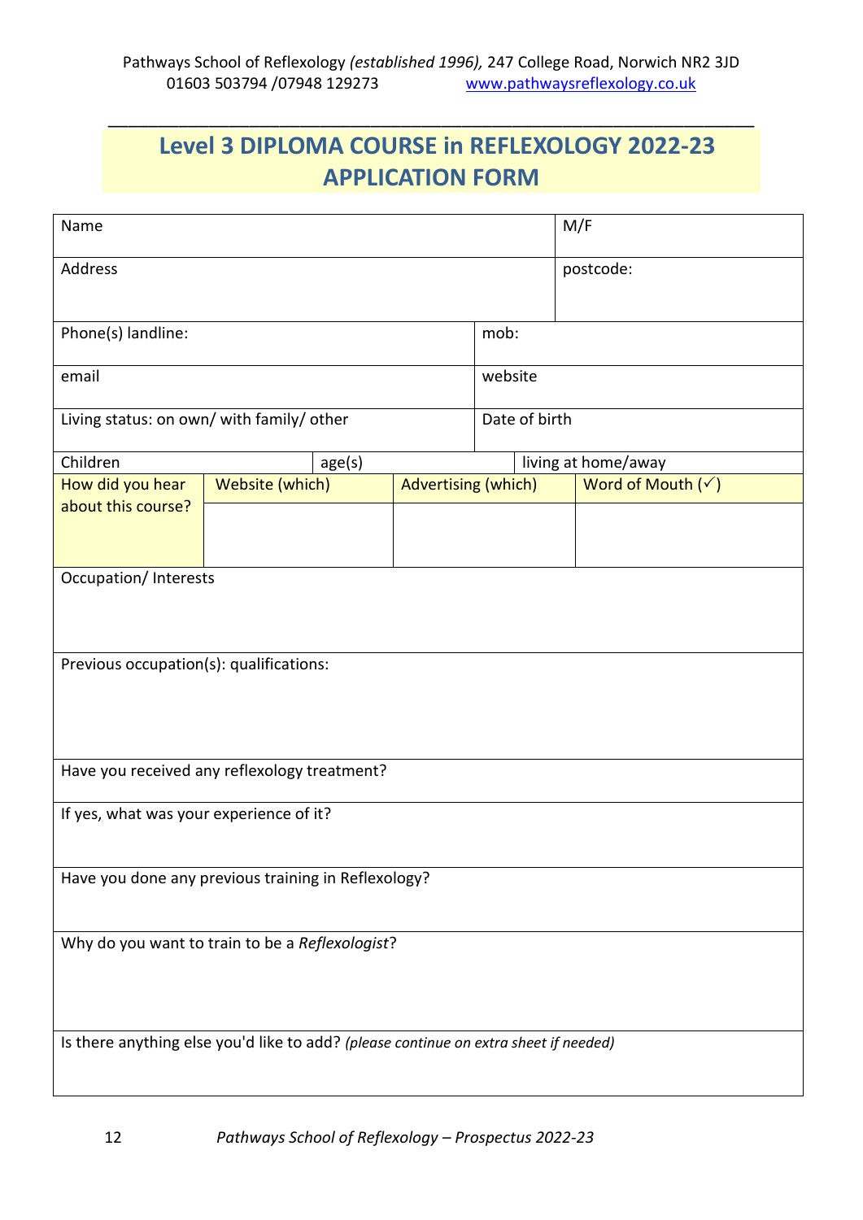Pathways School of Reflexology *(established 1996),* 247 College Road, Norwich NR2 3JD
01603 503794 /07948 129273 www.pathwaysreflexology.co.uk

# Level 3 DIPLOMA COURSE in REFLEXOLOGY 2022-23 APPLICATION FORM

| Name | | | M/F |
|---|---|---|---|
| Address | | | postcode: |
| Phone(s) landline: | | mob: | |
| email | | website | |
| Living status: on own/ with family/ other | | Date of birth | |
| Children | age(s) | living at home/away | |
| How did you hear about this course? | Website (which) | Advertising (which) | Word of Mouth (✓) |
| Occupation/ Interests | | | |
| Previous occupation(s): qualifications: | | | |
| Have you received any reflexology treatment? | | | |
| If yes, what was your experience of it? | | | |
| Have you done any previous training in Reflexology? | | | |
| Why do you want to train to be a *Reflexologist*? | | | |
| Is there anything else you'd like to add? *(please continue on extra sheet if needed)* | | | |

*Pathways School of Reflexology – Prospectus 2022-23*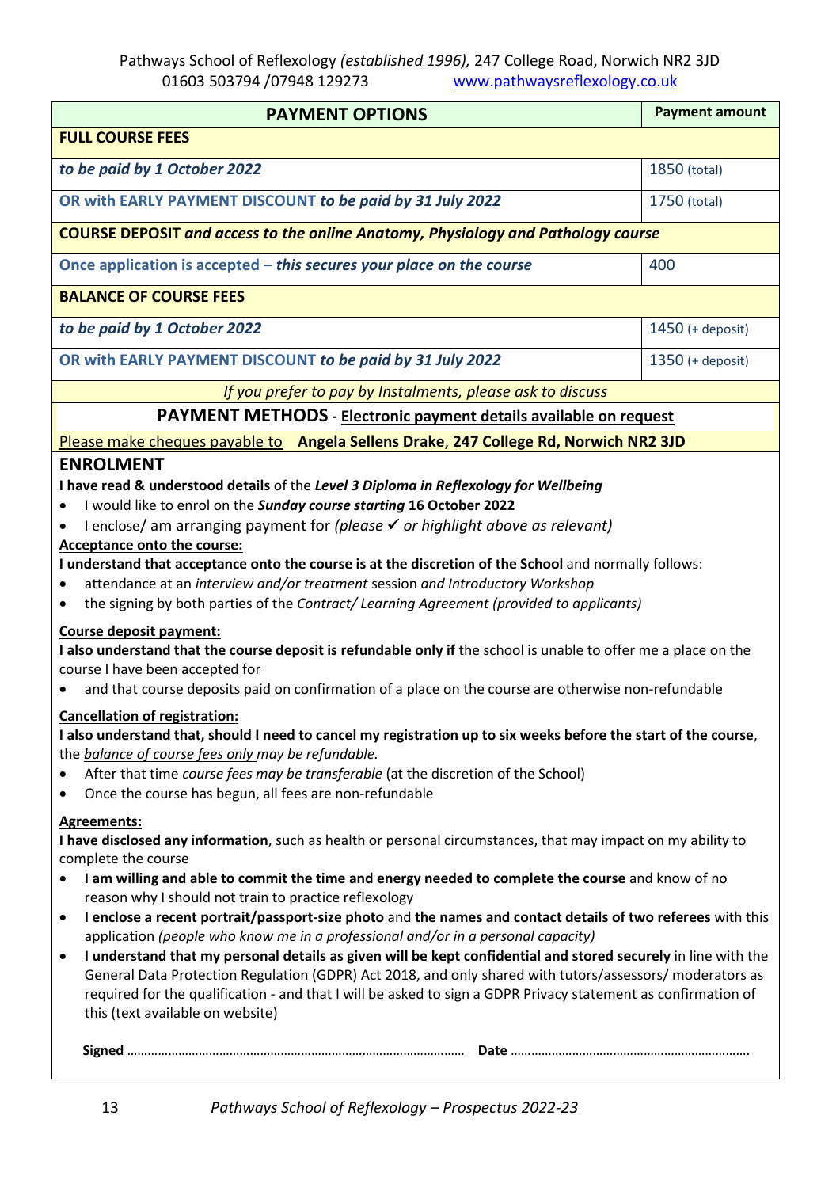Pathways School of Reflexology *(established 1996),* 247 College Road, Norwich NR2 3JD
01603 503794 /07948 129273 www.pathwaysreflexology.co.uk

| **PAYMENT OPTIONS** | **Payment amount** |
|---|---|
| **FULL COURSE FEES** | |
| ***to be paid by 1 October 2022*** | 1850 (total) |
| **OR with EARLY PAYMENT DISCOUNT *to be paid by 31 July 2022*** | 1750 (total) |
| **COURSE DEPOSIT *and access to the online Anatomy, Physiology and Pathology course*** | |
| **Once application is accepted – *this secures your place on the course*** | 400 |
| **BALANCE OF COURSE FEES** | |
| ***to be paid by 1 October 2022*** | 1450 (+ deposit) |
| **OR with EARLY PAYMENT DISCOUNT *to be paid by 31 July 2022*** | 1350 (+ deposit) |
| *If you prefer to pay by Instalments, please ask to discuss* | |

**PAYMENT METHODS - Electronic payment details available on request**

Please make cheques payable to **Angela Sellens Drake, 247 College Rd, Norwich NR2 3JD**

## ENROLMENT

**I have read & understood details** of the ***Level 3 Diploma in Reflexology for Wellbeing***

- I would like to enrol on the ***Sunday course starting* 16 October 2022**
- I enclose/ am arranging payment for *(please ✓ or highlight above as relevant)*

**Acceptance onto the course:**

**I understand that acceptance onto the course is at the discretion of the School** and normally follows:

- attendance at an *interview and/or treatment* session *and Introductory Workshop*
- the signing by both parties of the *Contract/ Learning Agreement (provided to applicants)*

**Course deposit payment:**

**I also understand that the course deposit is refundable only if** the school is unable to offer me a place on the course I have been accepted for

- and that course deposits paid on confirmation of a place on the course are otherwise non-refundable

**Cancellation of registration:**

**I also understand that, should I need to cancel my registration up to six weeks before the start of the course**, the *balance of course fees only may be refundable.*

- After that time *course fees may be transferable* (at the discretion of the School)
- Once the course has begun, all fees are non-refundable

**Agreements:**

**I have disclosed any information**, such as health or personal circumstances, that may impact on my ability to complete the course

- **I am willing and able to commit the time and energy needed to complete the course** and know of no reason why I should not train to practice reflexology
- **I enclose a recent portrait/passport-size photo** and **the names and contact details of two referees** with this application *(people who know me in a professional and/or in a personal capacity)*
- **I understand that my personal details as given will be kept confidential and stored securely** in line with the General Data Protection Regulation (GDPR) Act 2018, and only shared with tutors/assessors/ moderators as required for the qualification - and that I will be asked to sign a GDPR Privacy statement as confirmation of this (text available on website)

**Signed** ……………………………………………………………………………………… **Date** …………………………………………………………….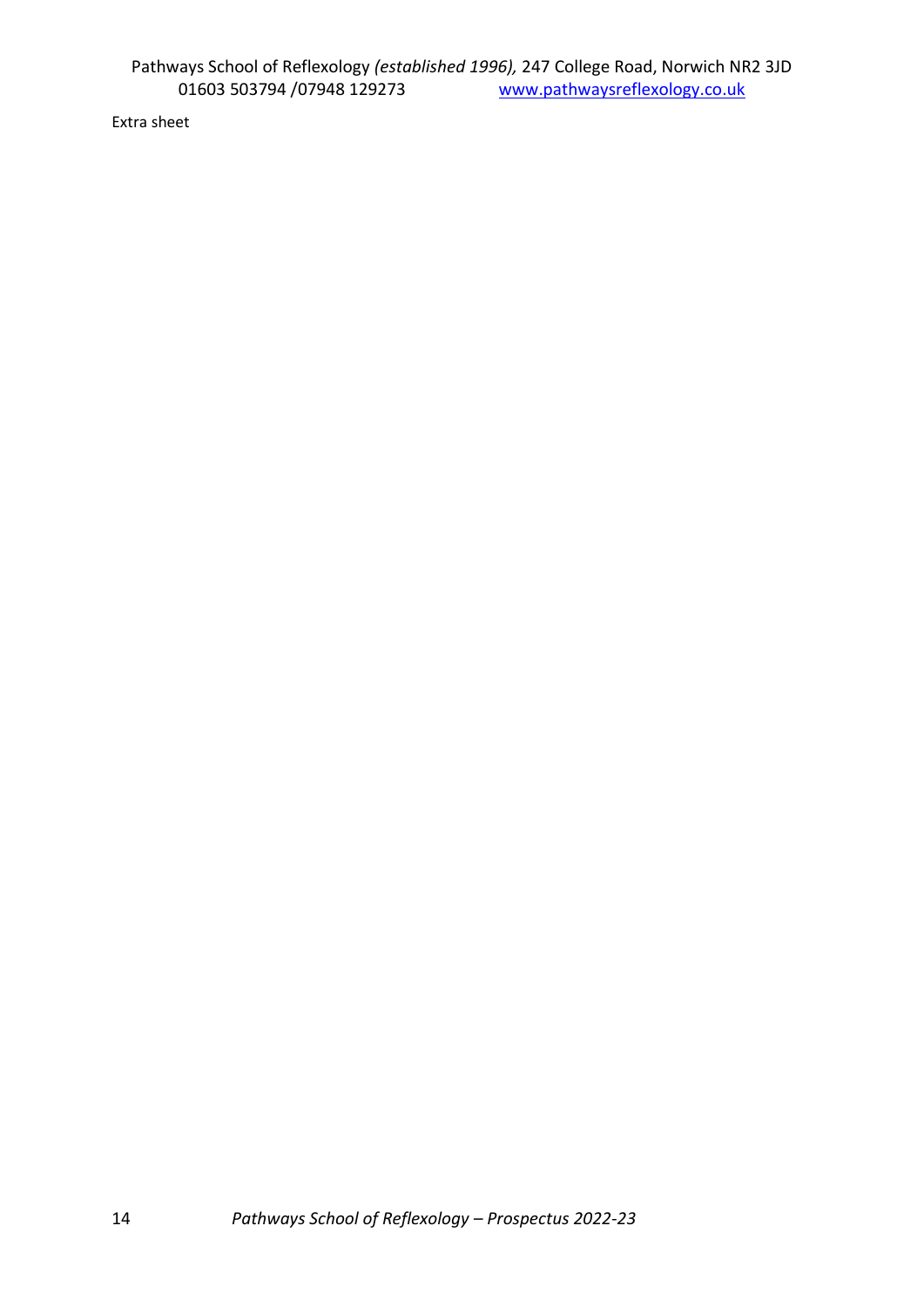Pathways School of Reflexology *(established 1996),* 247 College Road, Norwich NR2 3JD
01603 503794 /07948 129273 www.pathwaysreflexology.co.uk

Extra sheet